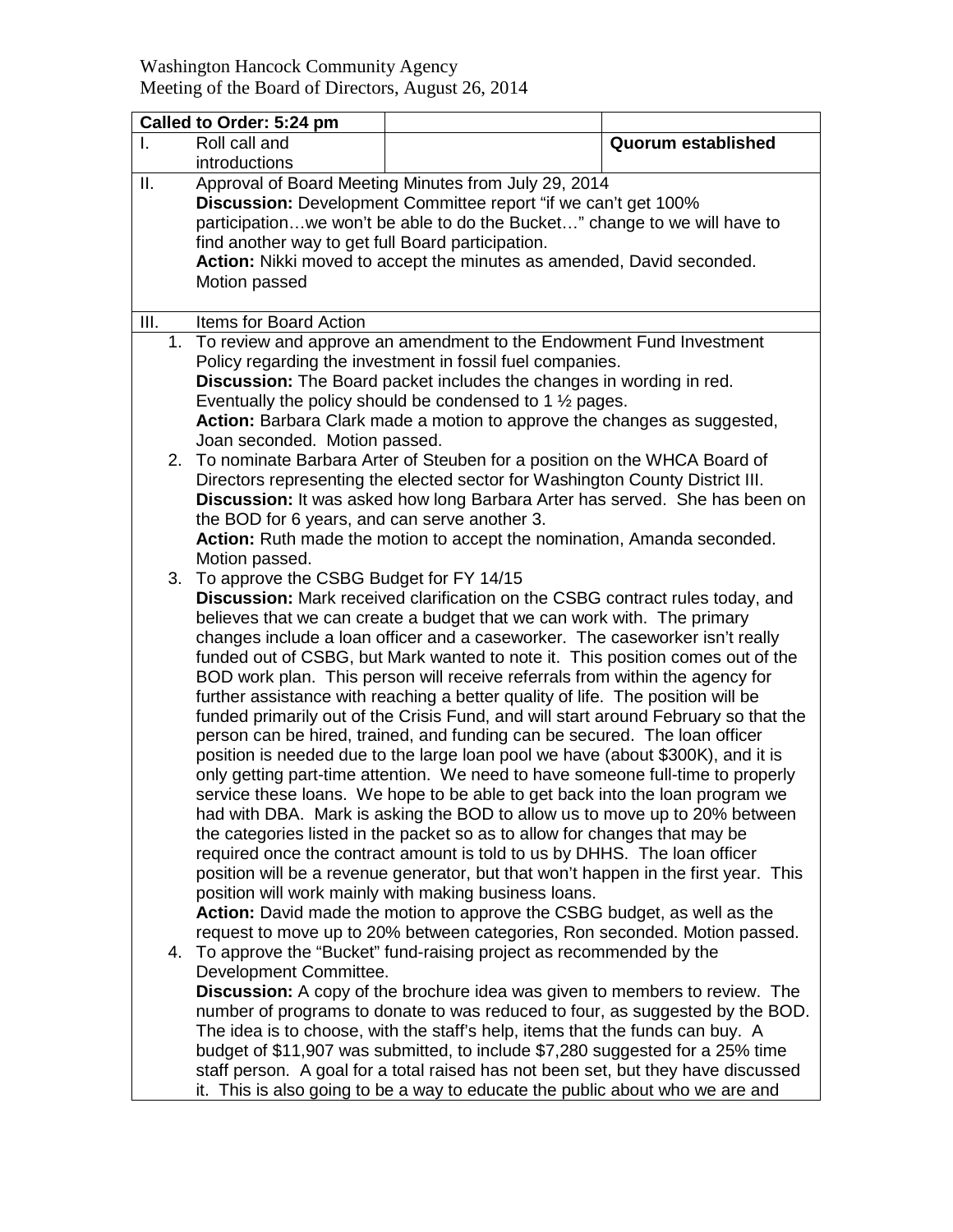Washington Hancock Community Agency
Meeting of the Board of Directors, August 26, 2014

| **Called to Order: 5:24 pm** | | | |
|---|---|---|---|
| I. | Roll call and introductions | | **Quorum established** |

II. Approval of Board Meeting Minutes from July 29, 2014

**Discussion:** Development Committee report "if we can't get 100% participation…we won't be able to do the Bucket…" change to we will have to find another way to get full Board participation.

**Action:** Nikki moved to accept the minutes as amended, David seconded. Motion passed

III. Items for Board Action

1. To review and approve an amendment to the Endowment Fund Investment Policy regarding the investment in fossil fuel companies.
   **Discussion:** The Board packet includes the changes in wording in red. Eventually the policy should be condensed to 1 ½ pages.
   **Action:** Barbara Clark made a motion to approve the changes as suggested, Joan seconded. Motion passed.
2. To nominate Barbara Arter of Steuben for a position on the WHCA Board of Directors representing the elected sector for Washington County District III.
   **Discussion:** It was asked how long Barbara Arter has served. She has been on the BOD for 6 years, and can serve another 3.
   **Action:** Ruth made the motion to accept the nomination, Amanda seconded. Motion passed.
3. To approve the CSBG Budget for FY 14/15
   **Discussion:** Mark received clarification on the CSBG contract rules today, and believes that we can create a budget that we can work with. The primary changes include a loan officer and a caseworker. The caseworker isn't really funded out of CSBG, but Mark wanted to note it. This position comes out of the BOD work plan. This person will receive referrals from within the agency for further assistance with reaching a better quality of life. The position will be funded primarily out of the Crisis Fund, and will start around February so that the person can be hired, trained, and funding can be secured. The loan officer position is needed due to the large loan pool we have (about $300K), and it is only getting part-time attention. We need to have someone full-time to properly service these loans. We hope to be able to get back into the loan program we had with DBA. Mark is asking the BOD to allow us to move up to 20% between the categories listed in the packet so as to allow for changes that may be required once the contract amount is told to us by DHHS. The loan officer position will be a revenue generator, but that won't happen in the first year. This position will work mainly with making business loans.
   **Action:** David made the motion to approve the CSBG budget, as well as the request to move up to 20% between categories, Ron seconded. Motion passed.
4. To approve the "Bucket" fund-raising project as recommended by the Development Committee.
   **Discussion:** A copy of the brochure idea was given to members to review. The number of programs to donate to was reduced to four, as suggested by the BOD. The idea is to choose, with the staff's help, items that the funds can buy. A budget of $11,907 was submitted, to include $7,280 suggested for a 25% time staff person. A goal for a total raised has not been set, but they have discussed it. This is also going to be a way to educate the public about who we are and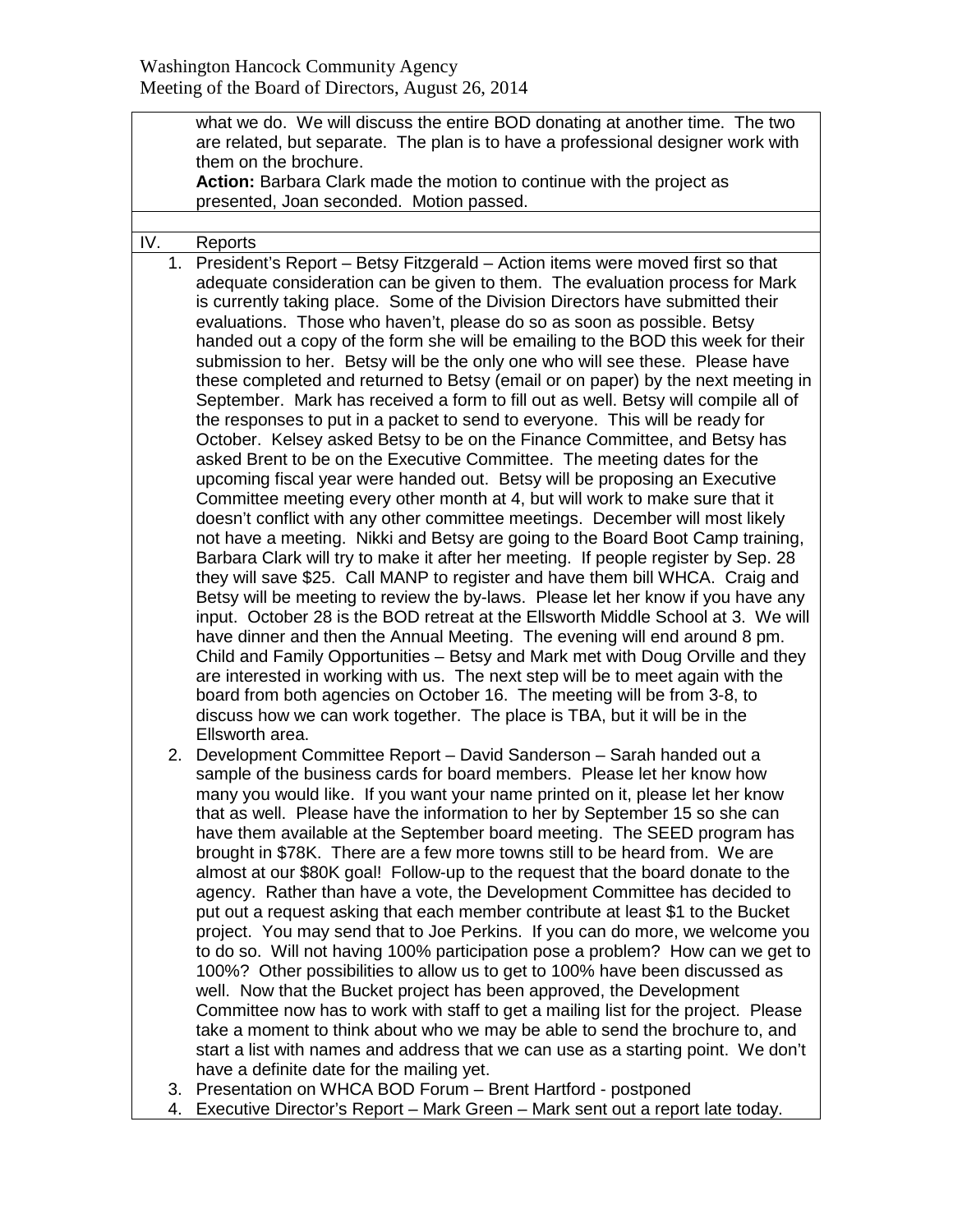what we do. We will discuss the entire BOD donating at another time. The two are related, but separate. The plan is to have a professional designer work with them on the brochure.

**Action:** Barbara Clark made the motion to continue with the project as presented, Joan seconded. Motion passed.

IV. Reports

1. President's Report – Betsy Fitzgerald – Action items were moved first so that adequate consideration can be given to them. The evaluation process for Mark is currently taking place. Some of the Division Directors have submitted their evaluations. Those who haven't, please do so as soon as possible. Betsy handed out a copy of the form she will be emailing to the BOD this week for their submission to her. Betsy will be the only one who will see these. Please have these completed and returned to Betsy (email or on paper) by the next meeting in September. Mark has received a form to fill out as well. Betsy will compile all of the responses to put in a packet to send to everyone. This will be ready for October. Kelsey asked Betsy to be on the Finance Committee, and Betsy has asked Brent to be on the Executive Committee. The meeting dates for the upcoming fiscal year were handed out. Betsy will be proposing an Executive Committee meeting every other month at 4, but will work to make sure that it doesn't conflict with any other committee meetings. December will most likely not have a meeting. Nikki and Betsy are going to the Board Boot Camp training, Barbara Clark will try to make it after her meeting. If people register by Sep. 28 they will save $25. Call MANP to register and have them bill WHCA. Craig and Betsy will be meeting to review the by-laws. Please let her know if you have any input. October 28 is the BOD retreat at the Ellsworth Middle School at 3. We will have dinner and then the Annual Meeting. The evening will end around 8 pm. Child and Family Opportunities – Betsy and Mark met with Doug Orville and they are interested in working with us. The next step will be to meet again with the board from both agencies on October 16. The meeting will be from 3-8, to discuss how we can work together. The place is TBA, but it will be in the Ellsworth area.
2. Development Committee Report – David Sanderson – Sarah handed out a sample of the business cards for board members. Please let her know how many you would like. If you want your name printed on it, please let her know that as well. Please have the information to her by September 15 so she can have them available at the September board meeting. The SEED program has brought in $78K. There are a few more towns still to be heard from. We are almost at our $80K goal! Follow-up to the request that the board donate to the agency. Rather than have a vote, the Development Committee has decided to put out a request asking that each member contribute at least $1 to the Bucket project. You may send that to Joe Perkins. If you can do more, we welcome you to do so. Will not having 100% participation pose a problem? How can we get to 100%? Other possibilities to allow us to get to 100% have been discussed as well. Now that the Bucket project has been approved, the Development Committee now has to work with staff to get a mailing list for the project. Please take a moment to think about who we may be able to send the brochure to, and start a list with names and address that we can use as a starting point. We don't have a definite date for the mailing yet.
3. Presentation on WHCA BOD Forum – Brent Hartford - postponed
4. Executive Director's Report – Mark Green – Mark sent out a report late today.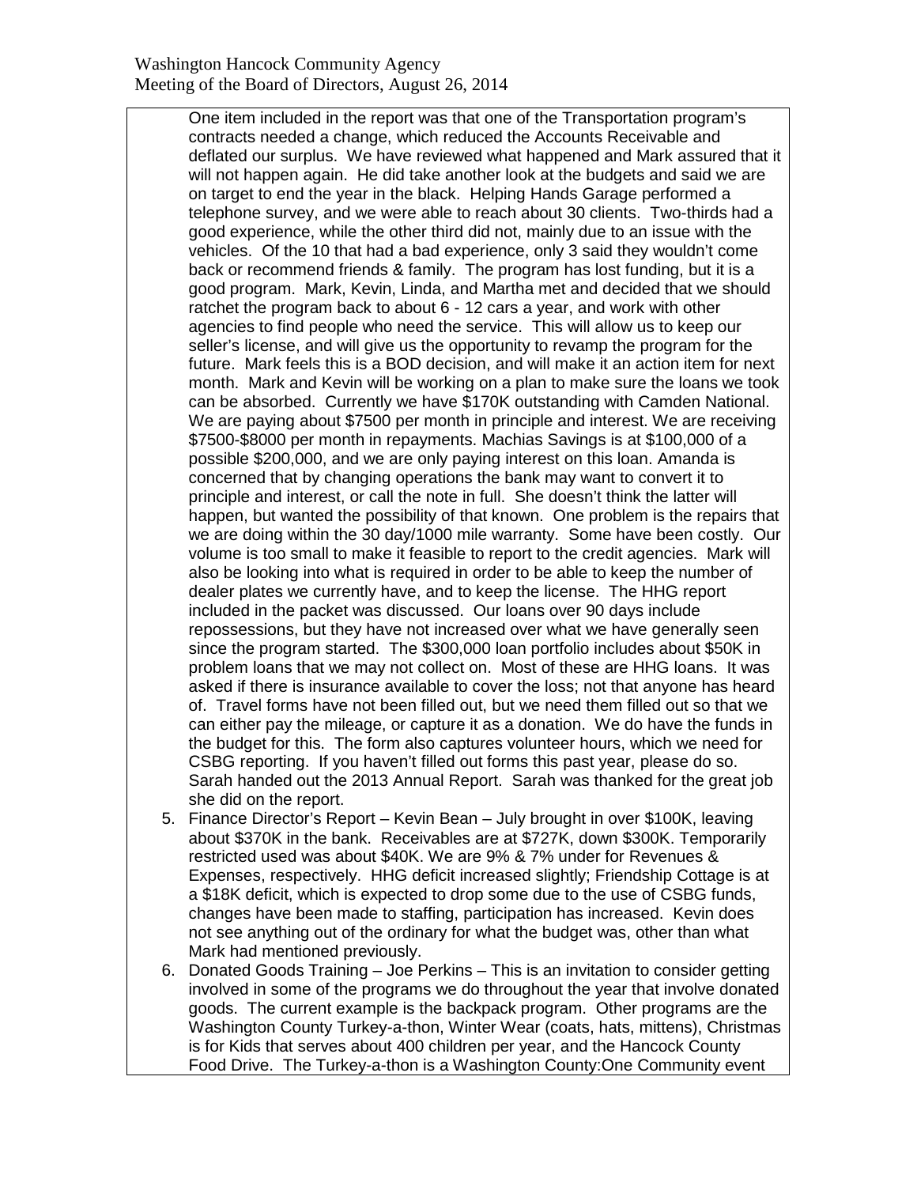One item included in the report was that one of the Transportation program's contracts needed a change, which reduced the Accounts Receivable and deflated our surplus. We have reviewed what happened and Mark assured that it will not happen again. He did take another look at the budgets and said we are on target to end the year in the black. Helping Hands Garage performed a telephone survey, and we were able to reach about 30 clients. Two-thirds had a good experience, while the other third did not, mainly due to an issue with the vehicles. Of the 10 that had a bad experience, only 3 said they wouldn't come back or recommend friends & family. The program has lost funding, but it is a good program. Mark, Kevin, Linda, and Martha met and decided that we should ratchet the program back to about 6 - 12 cars a year, and work with other agencies to find people who need the service. This will allow us to keep our seller's license, and will give us the opportunity to revamp the program for the future. Mark feels this is a BOD decision, and will make it an action item for next month. Mark and Kevin will be working on a plan to make sure the loans we took can be absorbed. Currently we have $170K outstanding with Camden National. We are paying about $7500 per month in principle and interest. We are receiving $7500-$8000 per month in repayments. Machias Savings is at $100,000 of a possible $200,000, and we are only paying interest on this loan. Amanda is concerned that by changing operations the bank may want to convert it to principle and interest, or call the note in full. She doesn't think the latter will happen, but wanted the possibility of that known. One problem is the repairs that we are doing within the 30 day/1000 mile warranty. Some have been costly. Our volume is too small to make it feasible to report to the credit agencies. Mark will also be looking into what is required in order to be able to keep the number of dealer plates we currently have, and to keep the license. The HHG report included in the packet was discussed. Our loans over 90 days include repossessions, but they have not increased over what we have generally seen since the program started. The $300,000 loan portfolio includes about $50K in problem loans that we may not collect on. Most of these are HHG loans. It was asked if there is insurance available to cover the loss; not that anyone has heard of. Travel forms have not been filled out, but we need them filled out so that we can either pay the mileage, or capture it as a donation. We do have the funds in the budget for this. The form also captures volunteer hours, which we need for CSBG reporting. If you haven't filled out forms this past year, please do so. Sarah handed out the 2013 Annual Report. Sarah was thanked for the great job she did on the report.

5. Finance Director's Report – Kevin Bean – July brought in over $100K, leaving about $370K in the bank. Receivables are at $727K, down $300K. Temporarily restricted used was about $40K. We are 9% & 7% under for Revenues & Expenses, respectively. HHG deficit increased slightly; Friendship Cottage is at a $18K deficit, which is expected to drop some due to the use of CSBG funds, changes have been made to staffing, participation has increased. Kevin does not see anything out of the ordinary for what the budget was, other than what Mark had mentioned previously.
6. Donated Goods Training – Joe Perkins – This is an invitation to consider getting involved in some of the programs we do throughout the year that involve donated goods. The current example is the backpack program. Other programs are the Washington County Turkey-a-thon, Winter Wear (coats, hats, mittens), Christmas is for Kids that serves about 400 children per year, and the Hancock County Food Drive. The Turkey-a-thon is a Washington County:One Community event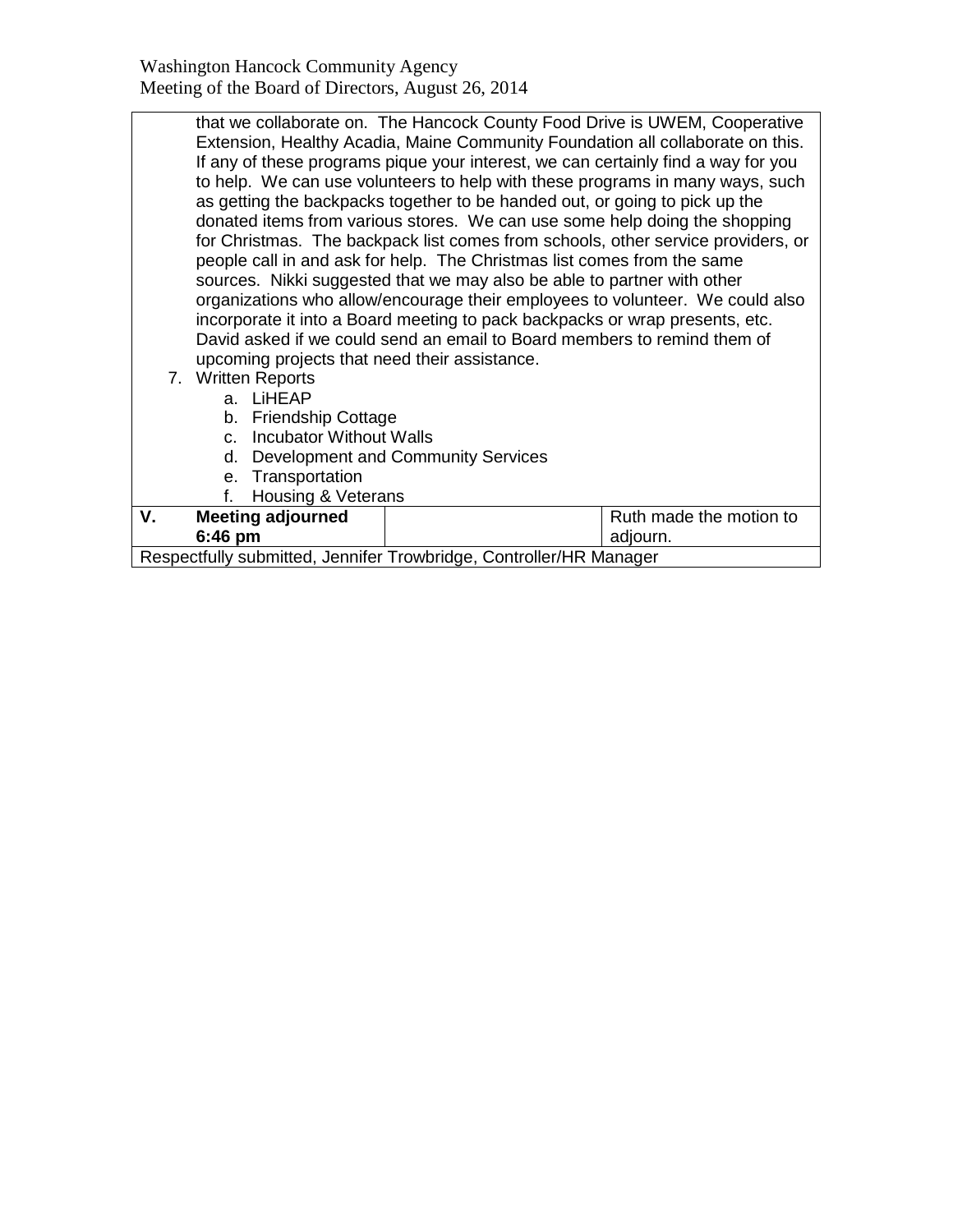that we collaborate on. The Hancock County Food Drive is UWEM, Cooperative Extension, Healthy Acadia, Maine Community Foundation all collaborate on this. If any of these programs pique your interest, we can certainly find a way for you to help. We can use volunteers to help with these programs in many ways, such as getting the backpacks together to be handed out, or going to pick up the donated items from various stores. We can use some help doing the shopping for Christmas. The backpack list comes from schools, other service providers, or people call in and ask for help. The Christmas list comes from the same sources. Nikki suggested that we may also be able to partner with other organizations who allow/encourage their employees to volunteer. We could also incorporate it into a Board meeting to pack backpacks or wrap presents, etc. David asked if we could send an email to Board members to remind them of upcoming projects that need their assistance.

7. Written Reports
   a. LiHEAP
   b. Friendship Cottage
   c. Incubator Without Walls
   d. Development and Community Services
   e. Transportation
   f. Housing & Veterans

| | | | |
|---|---|---|---|
| **V.** | **Meeting adjourned 6:46 pm** | | Ruth made the motion to adjourn. |

Respectfully submitted, Jennifer Trowbridge, Controller/HR Manager